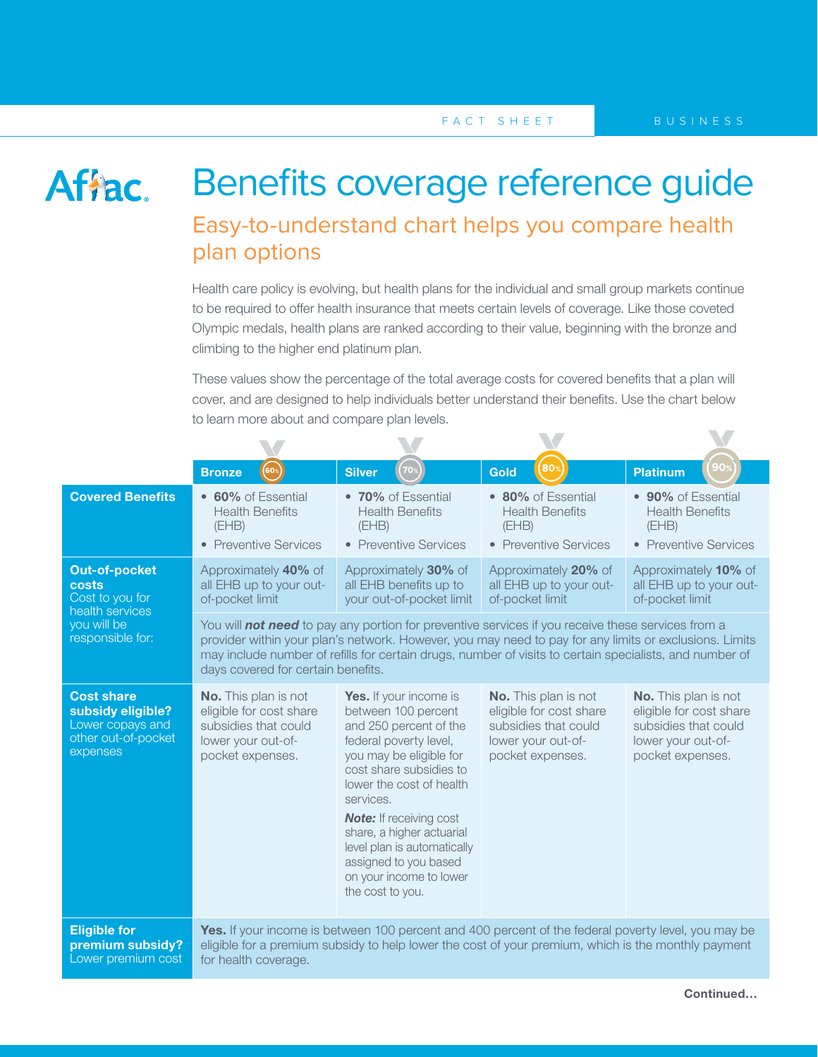FACT SHEET BUSINESS

Aflac

# Benefits coverage reference guide

## Easy-to-understand chart helps you compare health plan options

Health care policy is evolving, but health plans for the individual and small group markets continue to be required to offer health insurance that meets certain levels of coverage. Like those coveted Olympic medals, health plans are ranked according to their value, beginning with the bronze and climbing to the higher end platinum plan.

These values show the percentage of the total average costs for covered benefits that a plan will cover, and are designed to help individuals better understand their benefits. Use the chart below to learn more about and compare plan levels.

| | Bronze (60%) | Silver (70%) | Gold (80%) | Platinum (90%) |
|---|---|---|---|---|
| **Covered Benefits** | • **60%** of Essential Health Benefits (EHB)<br>• Preventive Services | • **70%** of Essential Health Benefits (EHB)<br>• Preventive Services | • **80%** of Essential Health Benefits (EHB)<br>• Preventive Services | • **90%** of Essential Health Benefits (EHB)<br>• Preventive Services |
| **Out-of-pocket costs** Cost to you for health services you will be responsible for: | Approximately **40%** of all EHB up to your out-of-pocket limit | Approximately **30%** of all EHB benefits up to your out-of-pocket limit | Approximately **20%** of all EHB up to your out-of-pocket limit | Approximately **10%** of all EHB up to your out-of-pocket limit |
| | You will ***not need*** to pay any portion for preventive services if you receive these services from a provider within your plan's network. However, you may need to pay for any limits or exclusions. Limits may include number of refills for certain drugs, number of visits to certain specialists, and number of days covered for certain benefits. | | | |
| **Cost share subsidy eligible?** Lower copays and other out-of-pocket expenses | **No.** This plan is not eligible for cost share subsidies that could lower your out-of-pocket expenses. | **Yes.** If your income is between 100 percent and 250 percent of the federal poverty level, you may be eligible for cost share subsidies to lower the cost of health services.<br><br>***Note:*** If receiving cost share, a higher actuarial level plan is automatically assigned to you based on your income to lower the cost to you. | **No.** This plan is not eligible for cost share subsidies that could lower your out-of-pocket expenses. | **No.** This plan is not eligible for cost share subsidies that could lower your out-of-pocket expenses. |
| **Eligible for premium subsidy?** Lower premium cost | **Yes.** If your income is between 100 percent and 400 percent of the federal poverty level, you may be eligible for a premium subsidy to help lower the cost of your premium, which is the monthly payment for health coverage. | | | |

**Continued…**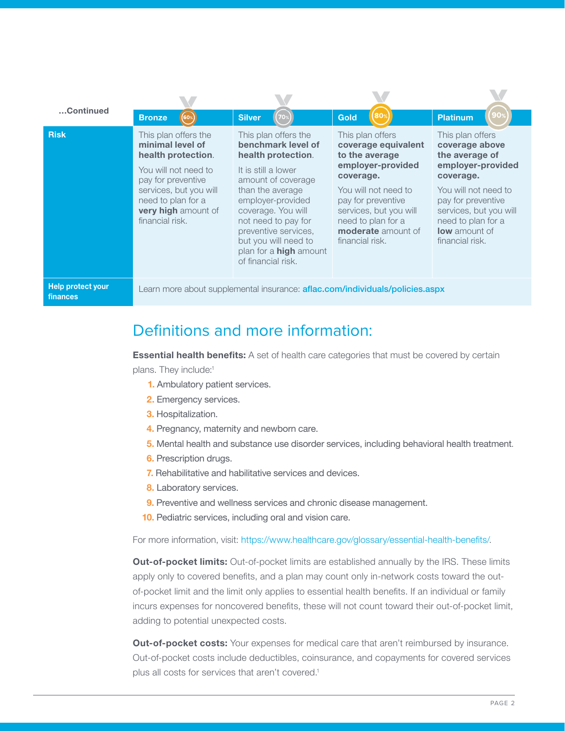| ...Continued | Bronze 60% | Silver 70% | Gold 80% | Platinum 90% |
|---|---|---|---|---|
| **Risk** | This plan offers the **minimal level of health protection**. You will not need to pay for preventive services, but you will need to plan for a **very high** amount of financial risk. | This plan offers the **benchmark level of health protection**. It is still a lower amount of coverage than the average employer-provided coverage. You will not need to pay for preventive services, but you will need to plan for a **high** amount of financial risk. | This plan offers **coverage equivalent to the average employer-provided coverage.** You will not need to pay for preventive services, but you will need to plan for a **moderate** amount of financial risk. | This plan offers **coverage above the average of employer-provided coverage.** You will not need to pay for preventive services, but you will need to plan for a **low** amount of financial risk. |
| **Help protect your finances** | Learn more about supplemental insurance: **aflac.com/individuals/policies.aspx** | | | |

## Definitions and more information:

**Essential health benefits:** A set of health care categories that must be covered by certain plans. They include:[1]

1. Ambulatory patient services.
2. Emergency services.
3. Hospitalization.
4. Pregnancy, maternity and newborn care.
5. Mental health and substance use disorder services, including behavioral health treatment.
6. Prescription drugs.
7. Rehabilitative and habilitative services and devices.
8. Laboratory services.
9. Preventive and wellness services and chronic disease management.
10. Pediatric services, including oral and vision care.

For more information, visit: https://www.healthcare.gov/glossary/essential-health-benefits/.

**Out-of-pocket limits:** Out-of-pocket limits are established annually by the IRS. These limits apply only to covered benefits, and a plan may count only in-network costs toward the out-of-pocket limit and the limit only applies to essential health benefits. If an individual or family incurs expenses for noncovered benefits, these will not count toward their out-of-pocket limit, adding to potential unexpected costs.

**Out-of-pocket costs:** Your expenses for medical care that aren't reimbursed by insurance. Out-of-pocket costs include deductibles, coinsurance, and copayments for covered services plus all costs for services that aren't covered.[1]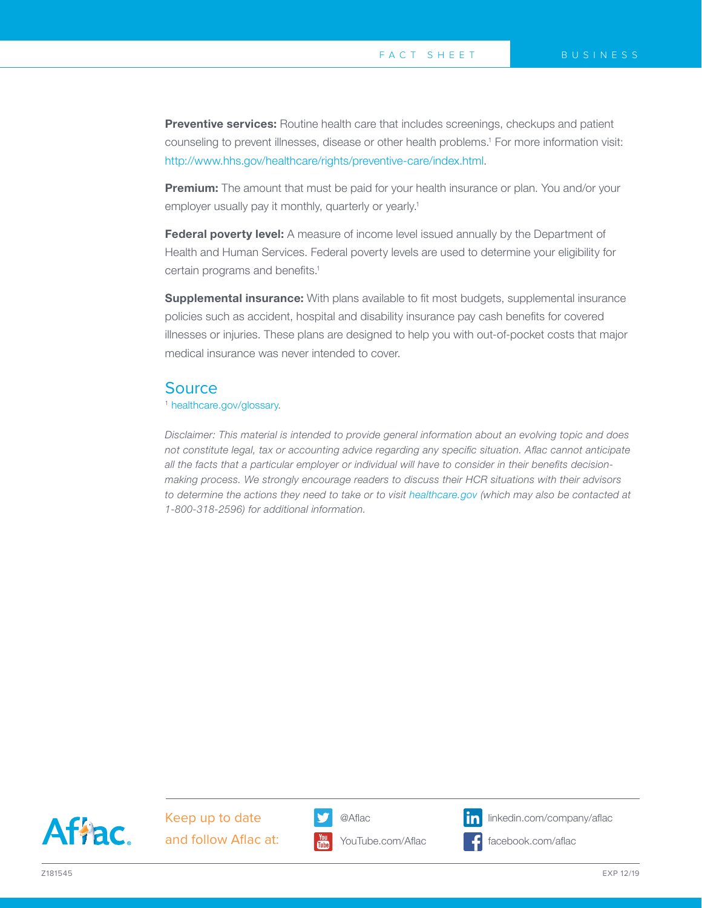**Preventive services:** Routine health care that includes screenings, checkups and patient counseling to prevent illnesses, disease or other health problems.[1] For more information visit: http://www.hhs.gov/healthcare/rights/preventive-care/index.html.

**Premium:** The amount that must be paid for your health insurance or plan. You and/or your employer usually pay it monthly, quarterly or yearly.[1]

**Federal poverty level:** A measure of income level issued annually by the Department of Health and Human Services. Federal poverty levels are used to determine your eligibility for certain programs and benefits.[1]

**Supplemental insurance:** With plans available to fit most budgets, supplemental insurance policies such as accident, hospital and disability insurance pay cash benefits for covered illnesses or injuries. These plans are designed to help you with out-of-pocket costs that major medical insurance was never intended to cover.

## Source

[1] healthcare.gov/glossary.

*Disclaimer: This material is intended to provide general information about an evolving topic and does not constitute legal, tax or accounting advice regarding any specific situation. Aflac cannot anticipate all the facts that a particular employer or individual will have to consider in their benefits decision-making process. We strongly encourage readers to discuss their HCR situations with their advisors to determine the actions they need to take or to visit healthcare.gov (which may also be contacted at 1-800-318-2596) for additional information.*

Aflac.

Keep up to date and follow Aflac at:

@Aflac

YouTube.com/Aflac

linkedin.com/company/aflac

facebook.com/aflac

Z181545

EXP 12/19